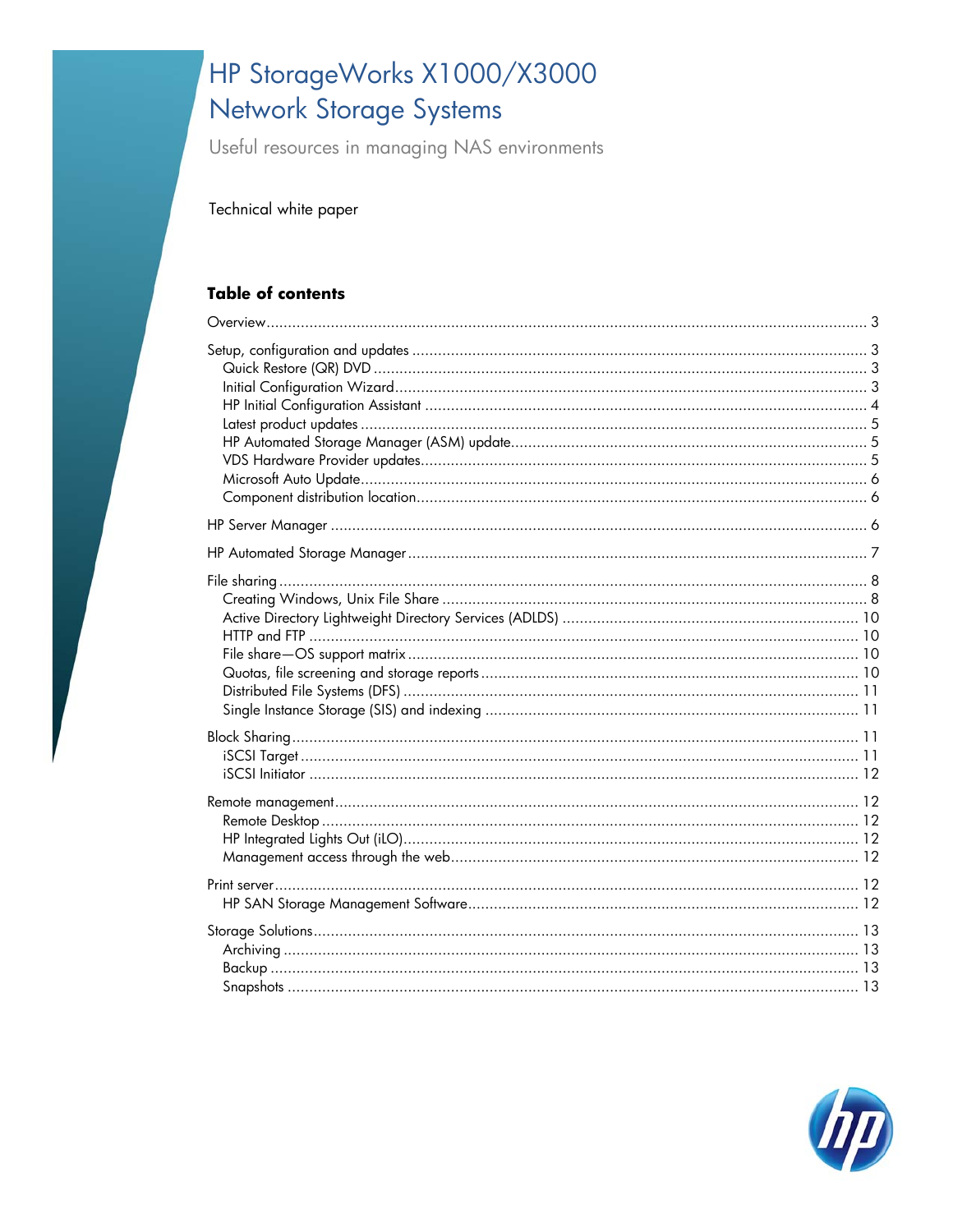# HP StorageWorks X1000/X3000 Network Storage Systems

Useful resources in managing NAS environments

Technical white paper

## Table of contents

Overview ........................................................................................................ 3

Setup, configuration and updates ........................................................................ 3
- Quick Restore (QR) DVD ................................................................................ 3
- Initial Configuration Wizard ............................................................................ 3
- HP Initial Configuration Assistant ..................................................................... 4
- Latest product updates ................................................................................... 5
- HP Automated Storage Manager (ASM) update .................................................. 5
- VDS Hardware Provider updates ...................................................................... 5
- Microsoft Auto Update ................................................................................... 6
- Component distribution location ....................................................................... 6

HP Server Manager .......................................................................................... 6

HP Automated Storage Manager ........................................................................ 7

File sharing ..................................................................................................... 8
- Creating Windows, Unix File Share ................................................................. 8
- Active Directory Lightweight Directory Services (ADLDS) .................................... 10
- HTTP and FTP ............................................................................................. 10
- File share—OS support matrix ....................................................................... 10
- Quotas, file screening and storage reports ...................................................... 10
- Distributed File Systems (DFS) ........................................................................ 11
- Single Instance Storage (SIS) and indexing ..................................................... 11

Block Sharing ................................................................................................. 11
- iSCSI Target ............................................................................................... 11
- iSCSI Initiator ............................................................................................. 12

Remote management ....................................................................................... 12
- Remote Desktop .......................................................................................... 12
- HP Integrated Lights Out (iLO) ....................................................................... 12
- Management access through the web ............................................................. 12

Print server ..................................................................................................... 12
- HP SAN Storage Management Software .......................................................... 12

Storage Solutions ............................................................................................ 13
- Archiving ................................................................................................... 13
- Backup ...................................................................................................... 13
- Snapshots .................................................................................................. 13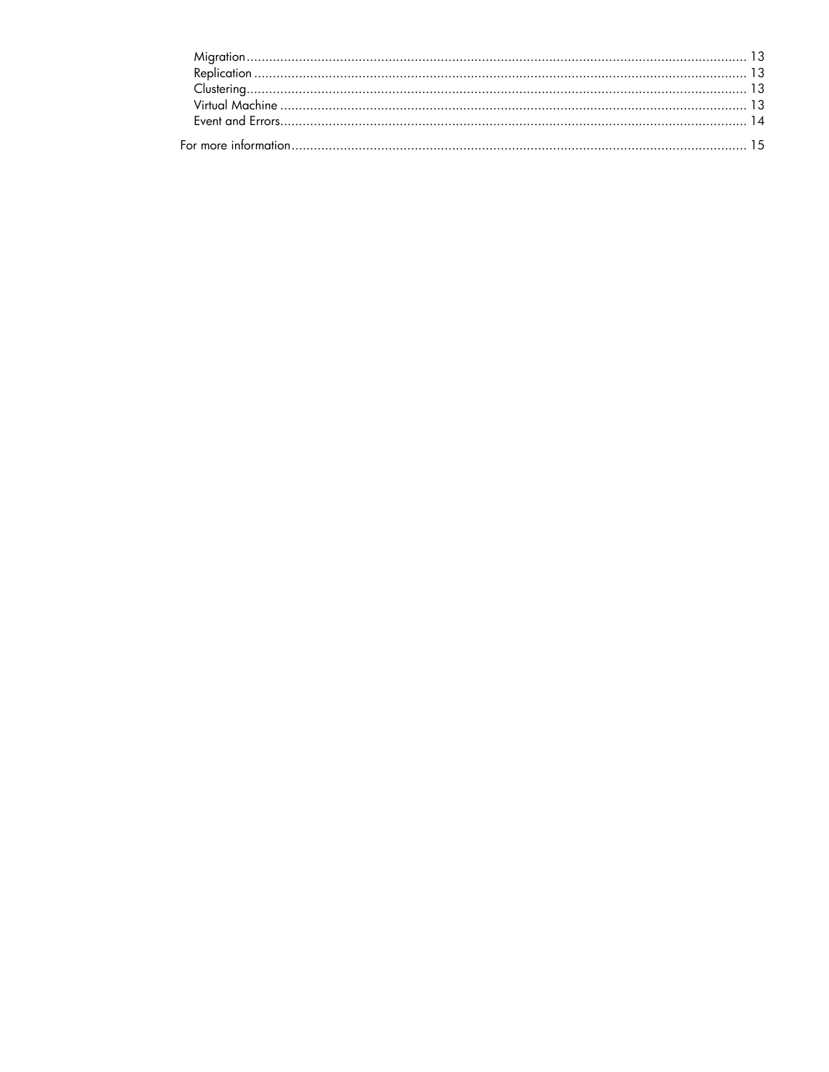Migration ........................................................................................................................................ 13
Replication ...................................................................................................................................... 13
Clustering ........................................................................................................................................ 13
Virtual Machine ............................................................................................................................... 13
Event and Errors ............................................................................................................................... 14

For more information ............................................................................................................................ 15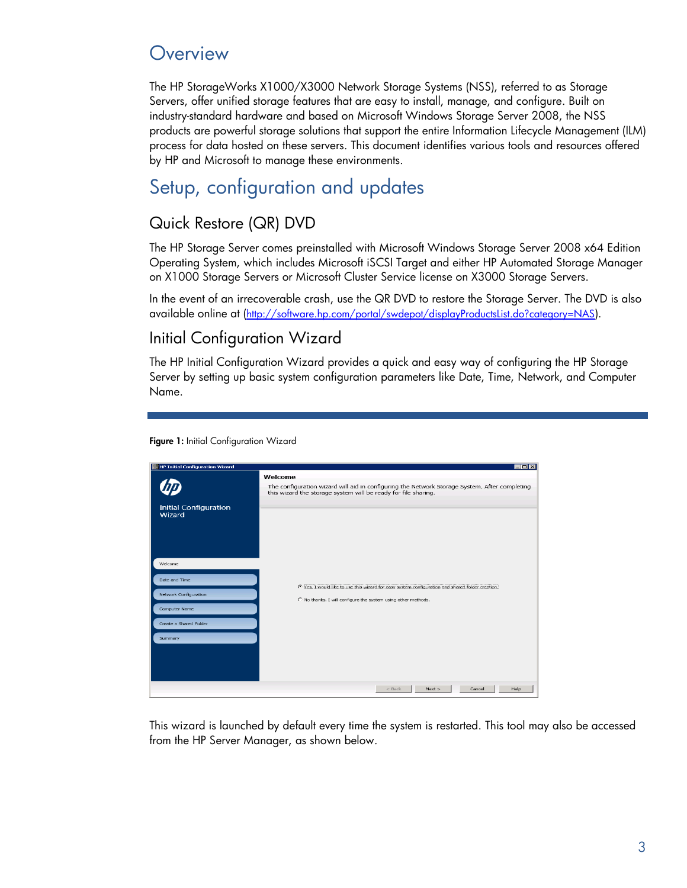# Overview

The HP StorageWorks X1000/X3000 Network Storage Systems (NSS), referred to as Storage Servers, offer unified storage features that are easy to install, manage, and configure. Built on industry-standard hardware and based on Microsoft Windows Storage Server 2008, the NSS products are powerful storage solutions that support the entire Information Lifecycle Management (ILM) process for data hosted on these servers. This document identifies various tools and resources offered by HP and Microsoft to manage these environments.

# Setup, configuration and updates

## Quick Restore (QR) DVD

The HP Storage Server comes preinstalled with Microsoft Windows Storage Server 2008 x64 Edition Operating System, which includes Microsoft iSCSI Target and either HP Automated Storage Manager on X1000 Storage Servers or Microsoft Cluster Service license on X3000 Storage Servers.

In the event of an irrecoverable crash, use the QR DVD to restore the Storage Server. The DVD is also available online at (http://software.hp.com/portal/swdepot/displayProductsList.do?category=NAS).

## Initial Configuration Wizard

The HP Initial Configuration Wizard provides a quick and easy way of configuring the HP Storage Server by setting up basic system configuration parameters like Date, Time, Network, and Computer Name.

**Figure 1:** Initial Configuration Wizard

This wizard is launched by default every time the system is restarted. This tool may also be accessed from the HP Server Manager, as shown below.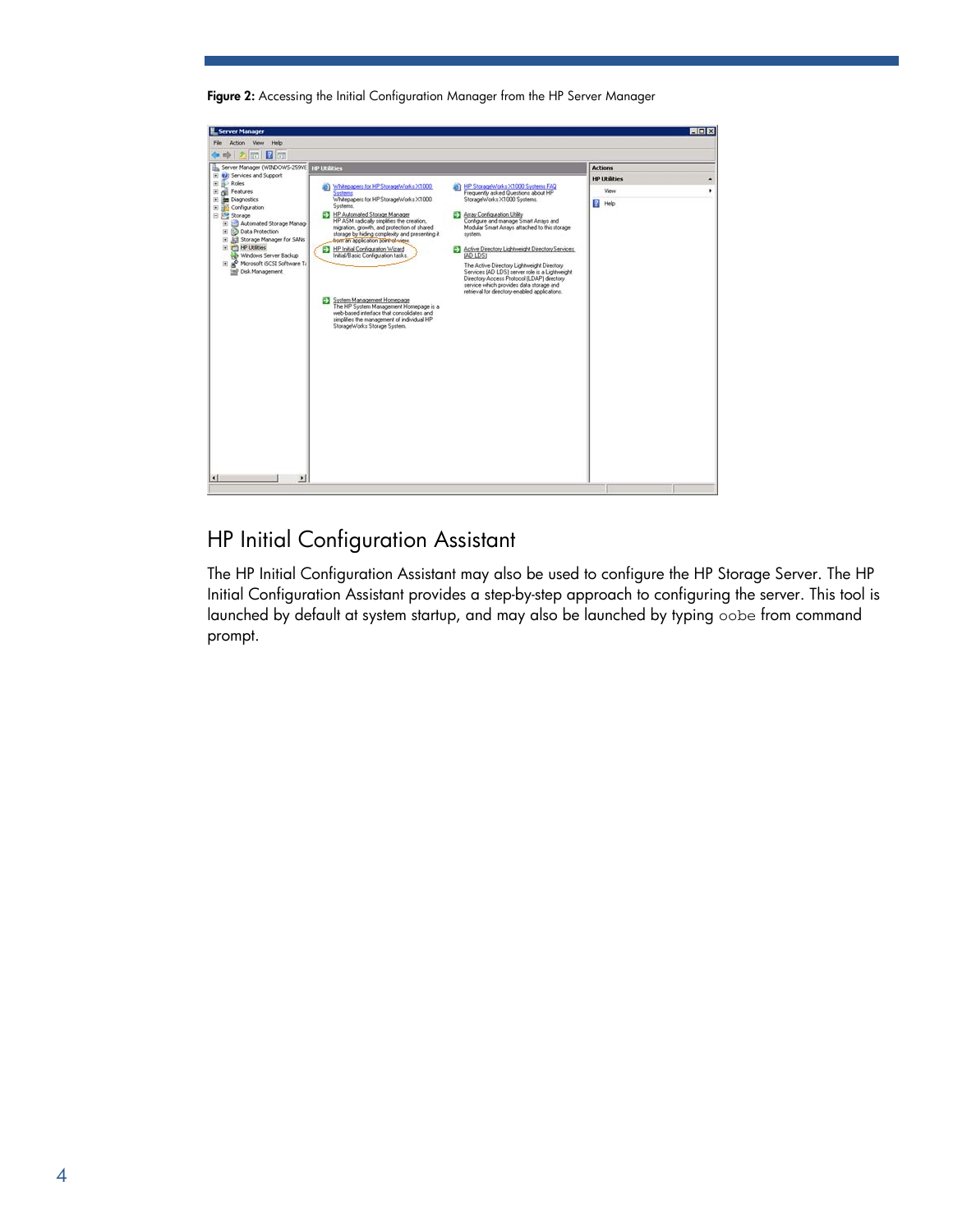**Figure 2:** Accessing the Initial Configuration Manager from the HP Server Manager

## HP Initial Configuration Assistant

The HP Initial Configuration Assistant may also be used to configure the HP Storage Server. The HP Initial Configuration Assistant provides a step-by-step approach to configuring the server. This tool is launched by default at system startup, and may also be launched by typing `oobe` from command prompt.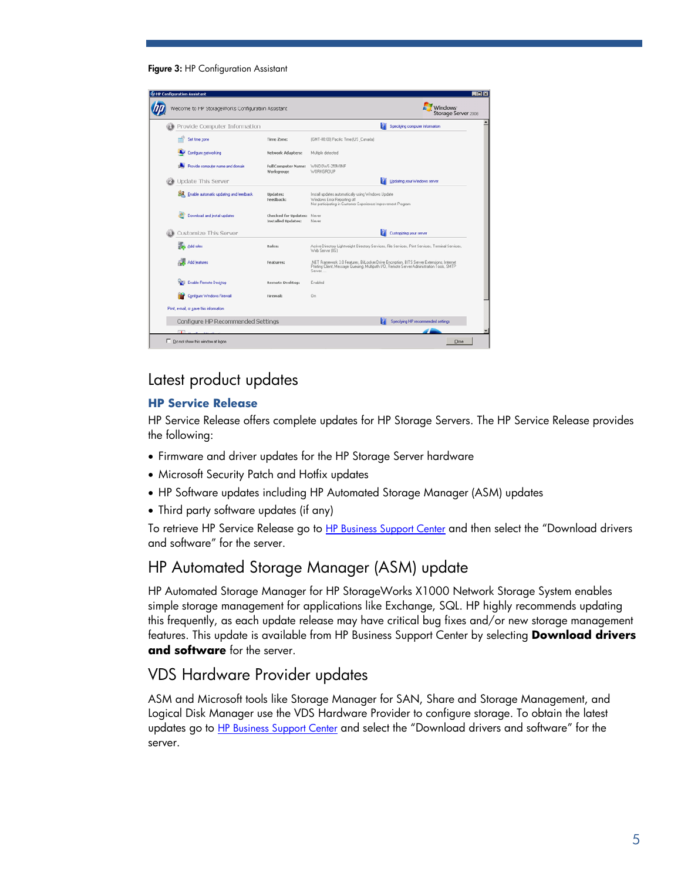**Figure 3:** HP Configuration Assistant

## Latest product updates

### HP Service Release

HP Service Release offers complete updates for HP Storage Servers. The HP Service Release provides the following:

- Firmware and driver updates for the HP Storage Server hardware
- Microsoft Security Patch and Hotfix updates
- HP Software updates including HP Automated Storage Manager (ASM) updates
- Third party software updates (if any)

To retrieve HP Service Release go to HP Business Support Center and then select the "Download drivers and software" for the server.

## HP Automated Storage Manager (ASM) update

HP Automated Storage Manager for HP StorageWorks X1000 Network Storage System enables simple storage management for applications like Exchange, SQL. HP highly recommends updating this frequently, as each update release may have critical bug fixes and/or new storage management features. This update is available from HP Business Support Center by selecting **Download drivers and software** for the server.

## VDS Hardware Provider updates

ASM and Microsoft tools like Storage Manager for SAN, Share and Storage Management, and Logical Disk Manager use the VDS Hardware Provider to configure storage. To obtain the latest updates go to HP Business Support Center and select the "Download drivers and software" for the server.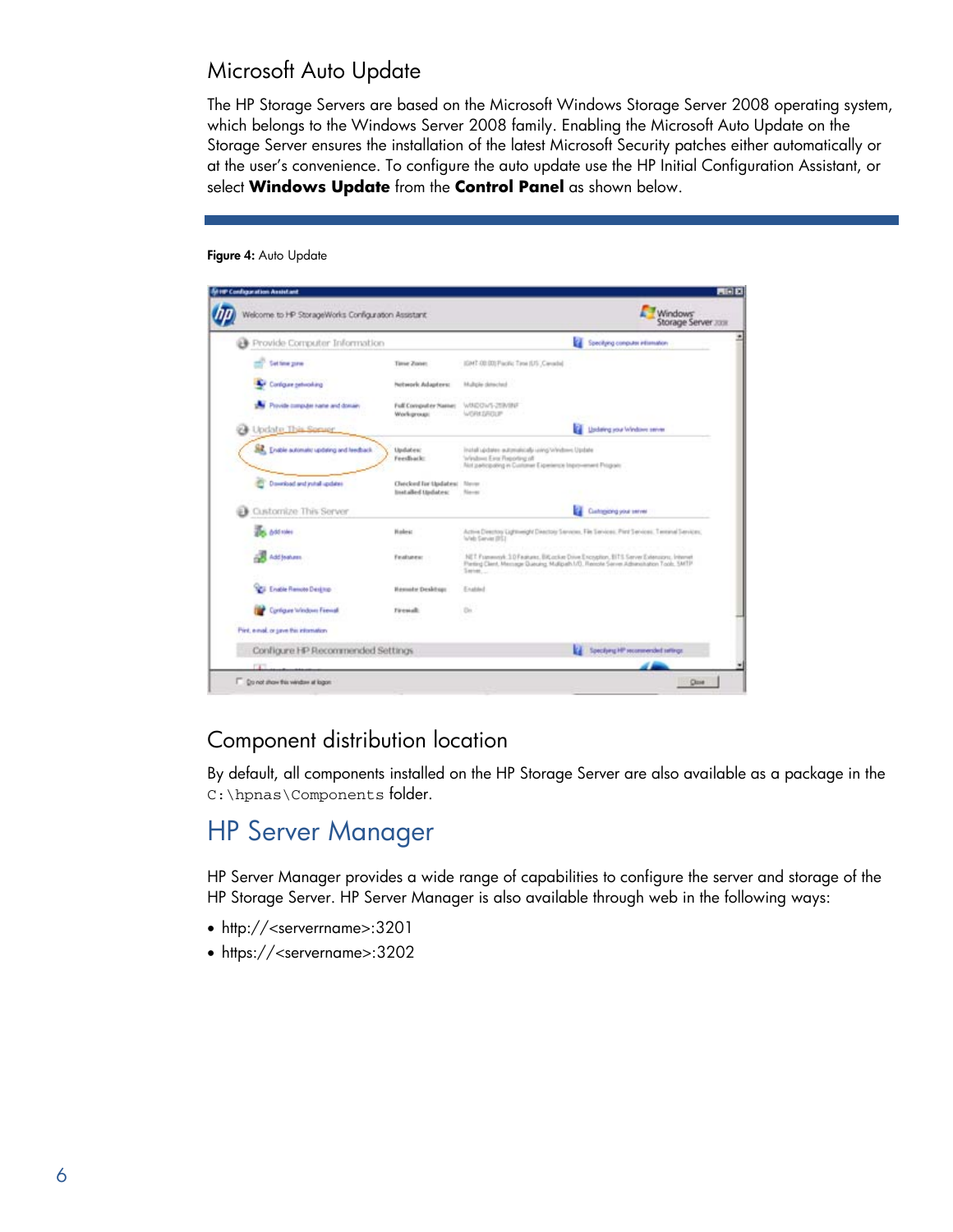## Microsoft Auto Update

The HP Storage Servers are based on the Microsoft Windows Storage Server 2008 operating system, which belongs to the Windows Server 2008 family. Enabling the Microsoft Auto Update on the Storage Server ensures the installation of the latest Microsoft Security patches either automatically or at the user's convenience. To configure the auto update use the HP Initial Configuration Assistant, or select **Windows Update** from the **Control Panel** as shown below.

**Figure 4:** Auto Update

## Component distribution location

By default, all components installed on the HP Storage Server are also available as a package in the `C:\hpnas\Components` folder.

# HP Server Manager

HP Server Manager provides a wide range of capabilities to configure the server and storage of the HP Storage Server. HP Server Manager is also available through web in the following ways:

- http://<serverrname>:3201
- https://<servername>:3202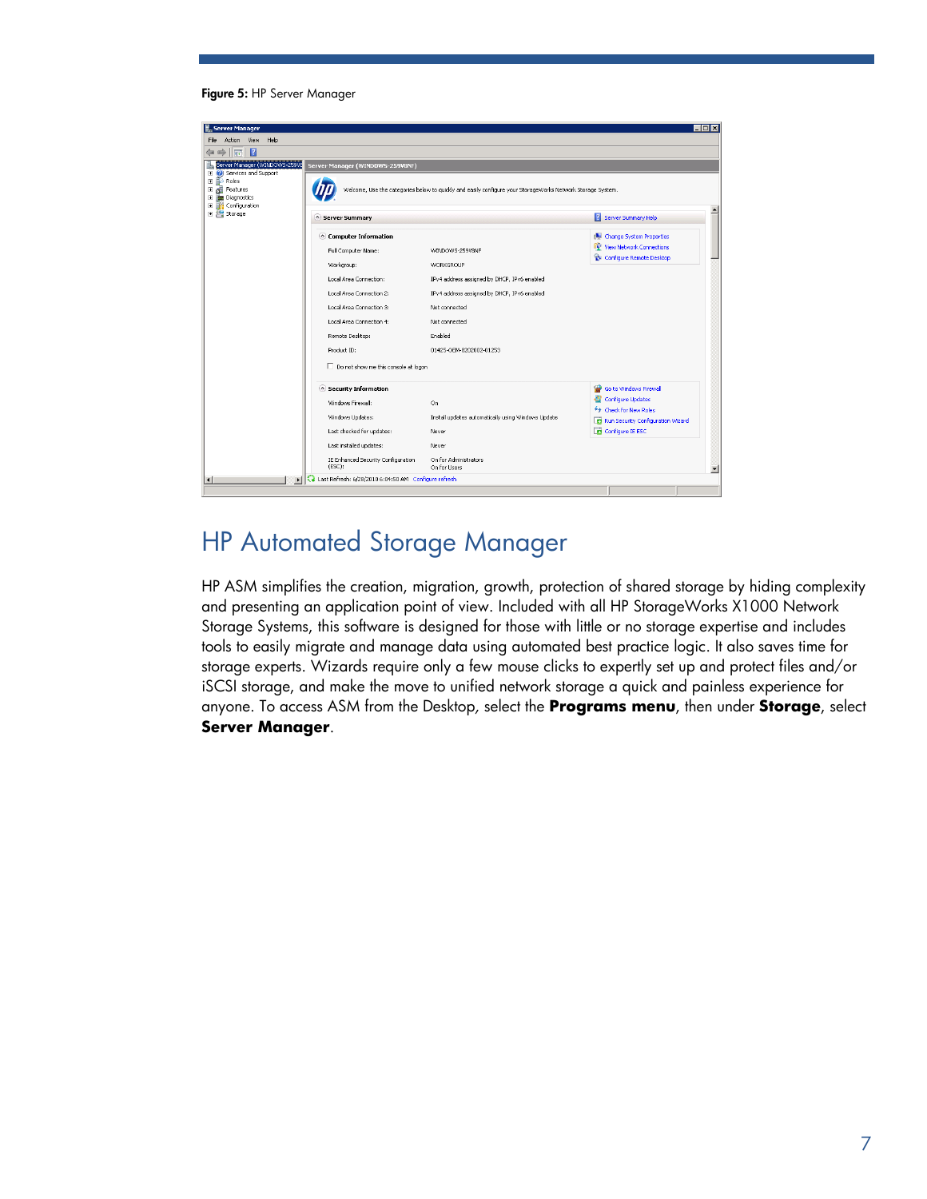**Figure 5:** HP Server Manager

## HP Automated Storage Manager

HP ASM simplifies the creation, migration, growth, protection of shared storage by hiding complexity and presenting an application point of view. Included with all HP StorageWorks X1000 Network Storage Systems, this software is designed for those with little or no storage expertise and includes tools to easily migrate and manage data using automated best practice logic. It also saves time for storage experts. Wizards require only a few mouse clicks to expertly set up and protect files and/or iSCSI storage, and make the move to unified network storage a quick and painless experience for anyone. To access ASM from the Desktop, select the **Programs menu**, then under **Storage**, select **Server Manager**.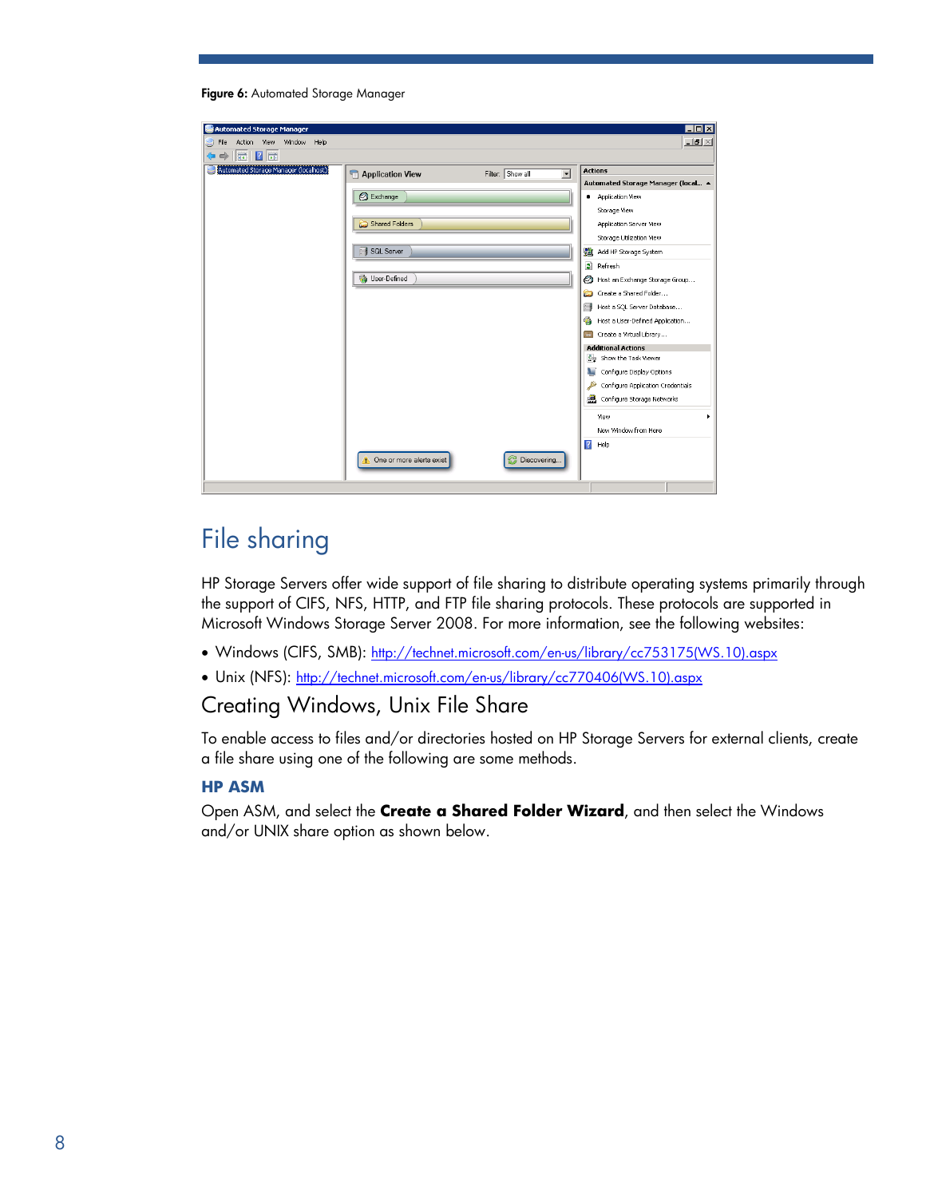**Figure 6:** Automated Storage Manager

# File sharing

HP Storage Servers offer wide support of file sharing to distribute operating systems primarily through the support of CIFS, NFS, HTTP, and FTP file sharing protocols. These protocols are supported in Microsoft Windows Storage Server 2008. For more information, see the following websites:

- Windows (CIFS, SMB): http://technet.microsoft.com/en-us/library/cc753175(WS.10).aspx
- Unix (NFS): http://technet.microsoft.com/en-us/library/cc770406(WS.10).aspx

## Creating Windows, Unix File Share

To enable access to files and/or directories hosted on HP Storage Servers for external clients, create a file share using one of the following are some methods.

### HP ASM

Open ASM, and select the **Create a Shared Folder Wizard**, and then select the Windows and/or UNIX share option as shown below.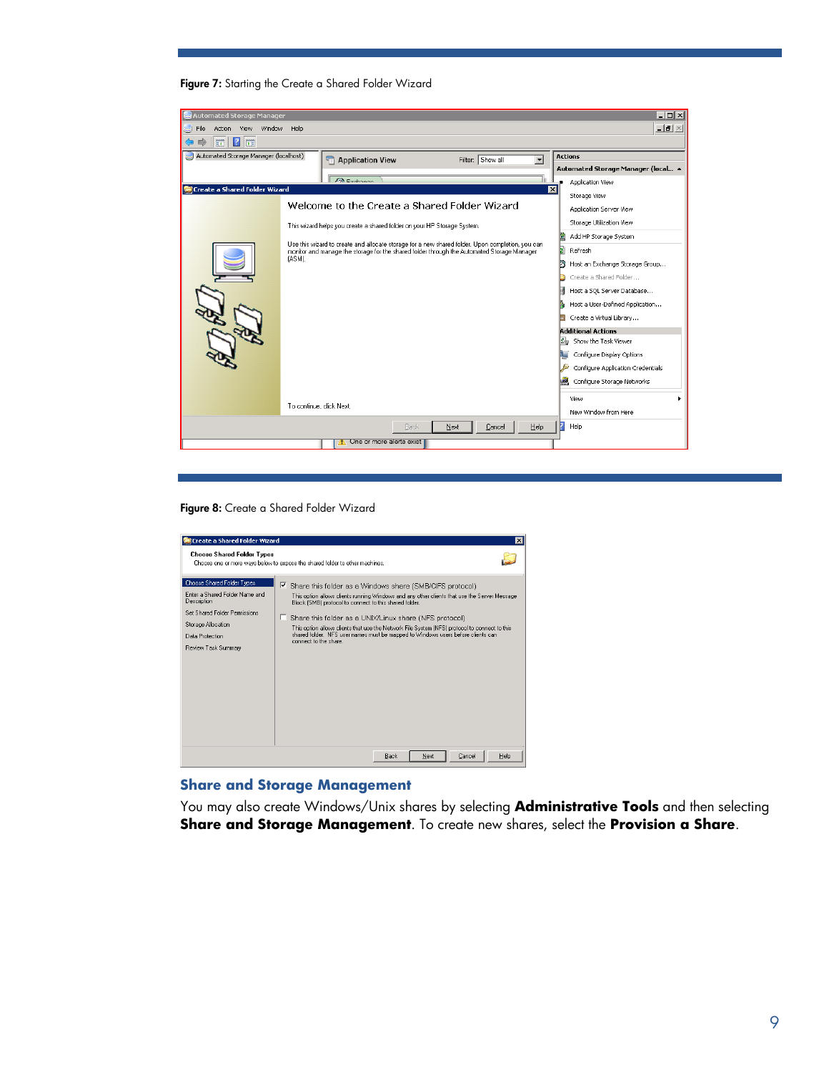**Figure 7:** Starting the Create a Shared Folder Wizard

**Figure 8:** Create a Shared Folder Wizard

## Share and Storage Management

You may also create Windows/Unix shares by selecting **Administrative Tools** and then selecting **Share and Storage Management**. To create new shares, select the **Provision a Share**.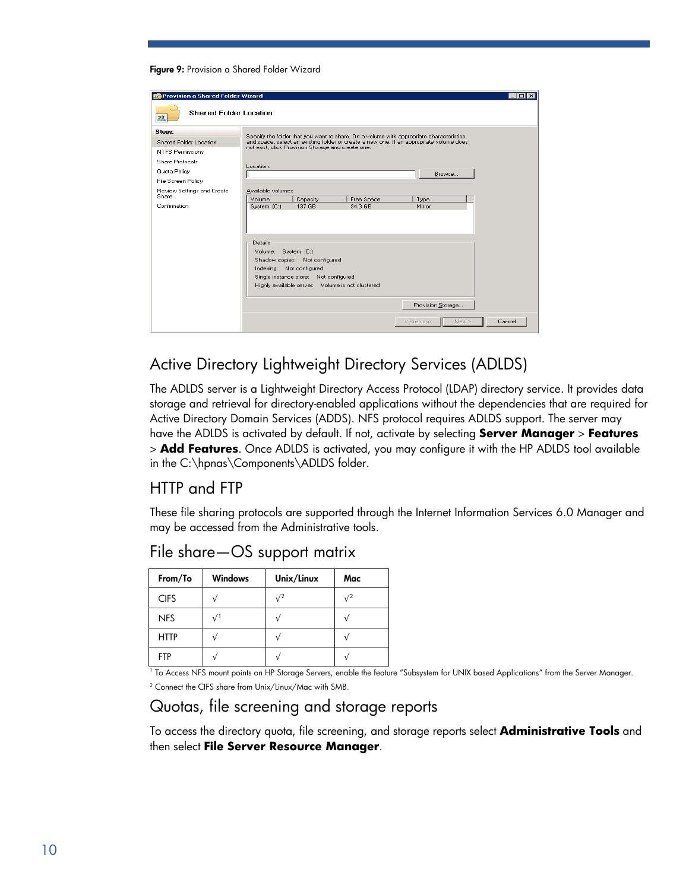**Figure 9:** Provision a Shared Folder Wizard

## Active Directory Lightweight Directory Services (ADLDS)

The ADLDS server is a Lightweight Directory Access Protocol (LDAP) directory service. It provides data storage and retrieval for directory-enabled applications without the dependencies that are required for Active Directory Domain Services (ADDS). NFS protocol requires ADLDS support. The server may have the ADLDS is activated by default. If not, activate by selecting **Server Manager** > **Features** > **Add Features**. Once ADLDS is activated, you may configure it with the HP ADLDS tool available in the C:\hpnas\Components\ADLDS folder.

## HTTP and FTP

These file sharing protocols are supported through the Internet Information Services 6.0 Manager and may be accessed from the Administrative tools.

## File share—OS support matrix

| From/To | Windows | Unix/Linux | Mac |
|---|---|---|---|
| CIFS | √ | √[2] | √[2] |
| NFS | √[1] | √ | √ |
| HTTP | √ | √ | √ |
| FTP | √ | √ | √ |

[1] To Access NFS mount points on HP Storage Servers, enable the feature "Subsystem for UNIX based Applications" from the Server Manager.

[2] Connect the CIFS share from Unix/Linux/Mac with SMB.

## Quotas, file screening and storage reports

To access the directory quota, file screening, and storage reports select **Administrative Tools** and then select **File Server Resource Manager**.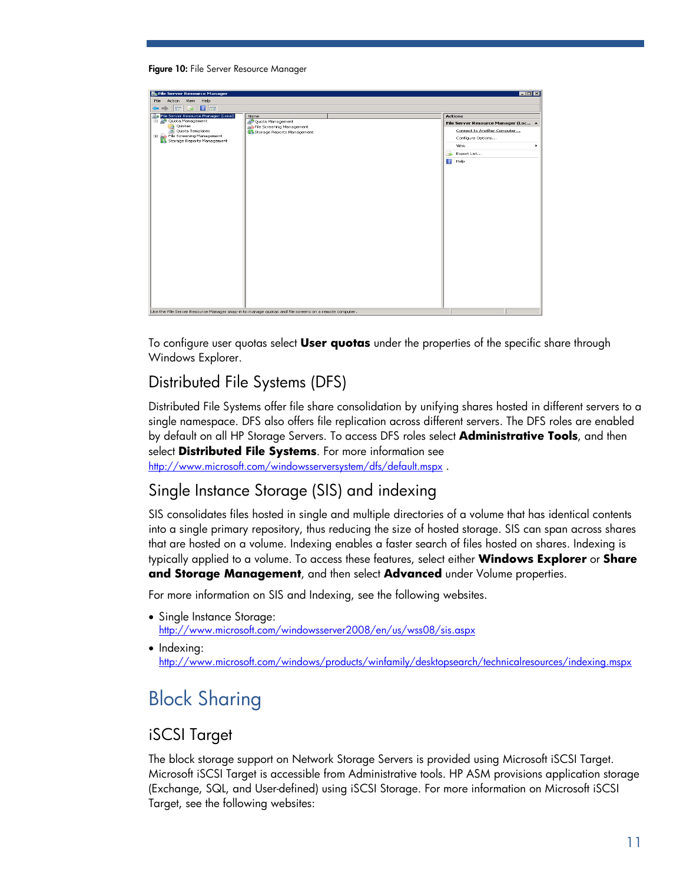**Figure 10:** File Server Resource Manager

To configure user quotas select **User quotas** under the properties of the specific share through Windows Explorer.

## Distributed File Systems (DFS)

Distributed File Systems offer file share consolidation by unifying shares hosted in different servers to a single namespace. DFS also offers file replication across different servers. The DFS roles are enabled by default on all HP Storage Servers. To access DFS roles select **Administrative Tools**, and then select **Distributed File Systems**. For more information see http://www.microsoft.com/windowsserversystem/dfs/default.mspx .

## Single Instance Storage (SIS) and indexing

SIS consolidates files hosted in single and multiple directories of a volume that has identical contents into a single primary repository, thus reducing the size of hosted storage. SIS can span across shares that are hosted on a volume. Indexing enables a faster search of files hosted on shares. Indexing is typically applied to a volume. To access these features, select either **Windows Explorer** or **Share and Storage Management**, and then select **Advanced** under Volume properties.

For more information on SIS and Indexing, see the following websites.

- Single Instance Storage:
  http://www.microsoft.com/windowsserver2008/en/us/wss08/sis.aspx
- Indexing:
  http://www.microsoft.com/windows/products/winfamily/desktopsearch/technicalresources/indexing.mspx

# Block Sharing

## iSCSI Target

The block storage support on Network Storage Servers is provided using Microsoft iSCSI Target. Microsoft iSCSI Target is accessible from Administrative tools. HP ASM provisions application storage (Exchange, SQL, and User-defined) using iSCSI Storage. For more information on Microsoft iSCSI Target, see the following websites: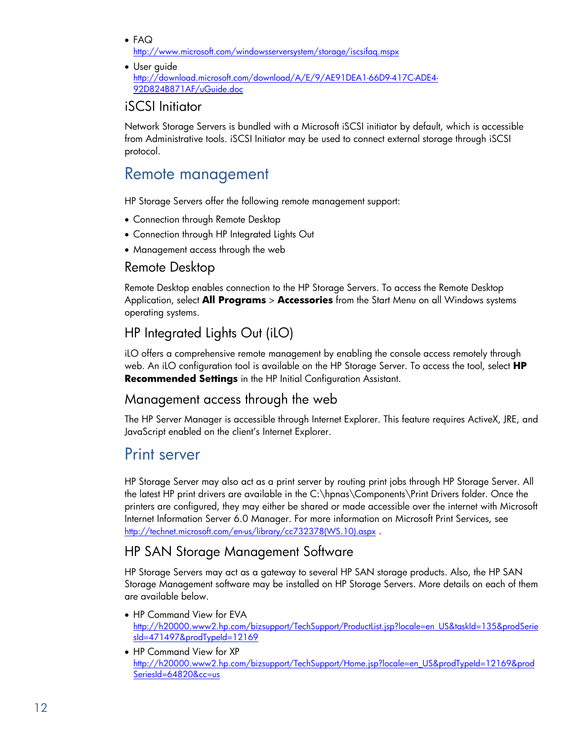- FAQ
  http://www.microsoft.com/windowsserversystem/storage/iscsifaq.mspx
- User guide
  http://download.microsoft.com/download/A/E/9/AE91DEA1-66D9-417C-ADE4-92D824B871AF/uGuide.doc

### iSCSI Initiator

Network Storage Servers is bundled with a Microsoft iSCSI initiator by default, which is accessible from Administrative tools. iSCSI Initiator may be used to connect external storage through iSCSI protocol.

## Remote management

HP Storage Servers offer the following remote management support:

- Connection through Remote Desktop
- Connection through HP Integrated Lights Out
- Management access through the web

### Remote Desktop

Remote Desktop enables connection to the HP Storage Servers. To access the Remote Desktop Application, select **All Programs** > **Accessories** from the Start Menu on all Windows systems operating systems.

### HP Integrated Lights Out (iLO)

iLO offers a comprehensive remote management by enabling the console access remotely through web. An iLO configuration tool is available on the HP Storage Server. To access the tool, select **HP Recommended Settings** in the HP Initial Configuration Assistant.

### Management access through the web

The HP Server Manager is accessible through Internet Explorer. This feature requires ActiveX, JRE, and JavaScript enabled on the client's Internet Explorer.

## Print server

HP Storage Server may also act as a print server by routing print jobs through HP Storage Server. All the latest HP print drivers are available in the C:\hpnas\Components\Print Drivers folder. Once the printers are configured, they may either be shared or made accessible over the internet with Microsoft Internet Information Server 6.0 Manager. For more information on Microsoft Print Services, see http://technet.microsoft.com/en-us/library/cc732378(WS.10).aspx .

### HP SAN Storage Management Software

HP Storage Servers may act as a gateway to several HP SAN storage products. Also, the HP SAN Storage Management software may be installed on HP Storage Servers. More details on each of them are available below.

- HP Command View for EVA
  http://h20000.www2.hp.com/bizsupport/TechSupport/ProductList.jsp?locale=en_US&taskId=135&prodSeriesId=471497&prodTypeId=12169
- HP Command View for XP
  http://h20000.www2.hp.com/bizsupport/TechSupport/Home.jsp?locale=en_US&prodTypeId=12169&prodSeriesId=64820&cc=us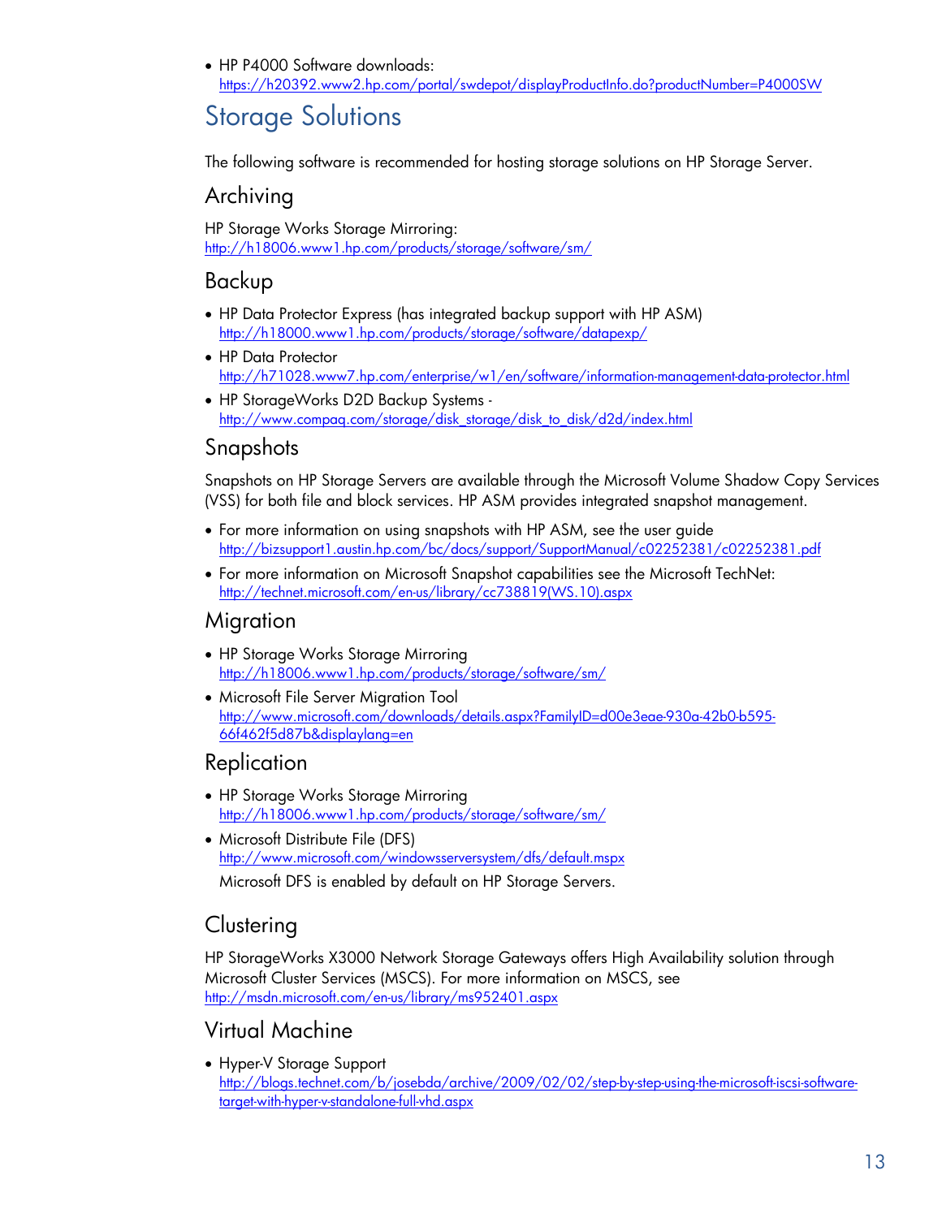- HP P4000 Software downloads: https://h20392.www2.hp.com/portal/swdepot/displayProductInfo.do?productNumber=P4000SW

# Storage Solutions

The following software is recommended for hosting storage solutions on HP Storage Server.

## Archiving

HP Storage Works Storage Mirroring:
http://h18006.www1.hp.com/products/storage/software/sm/

## Backup

- HP Data Protector Express (has integrated backup support with HP ASM) http://h18000.www1.hp.com/products/storage/software/datapexp/
- HP Data Protector http://h71028.www7.hp.com/enterprise/w1/en/software/information-management-data-protector.html
- HP StorageWorks D2D Backup Systems - http://www.compaq.com/storage/disk_storage/disk_to_disk/d2d/index.html

## Snapshots

Snapshots on HP Storage Servers are available through the Microsoft Volume Shadow Copy Services (VSS) for both file and block services. HP ASM provides integrated snapshot management.

- For more information on using snapshots with HP ASM, see the user guide http://bizsupport1.austin.hp.com/bc/docs/support/SupportManual/c02252381/c02252381.pdf
- For more information on Microsoft Snapshot capabilities see the Microsoft TechNet: http://technet.microsoft.com/en-us/library/cc738819(WS.10).aspx

## Migration

- HP Storage Works Storage Mirroring http://h18006.www1.hp.com/products/storage/software/sm/
- Microsoft File Server Migration Tool http://www.microsoft.com/downloads/details.aspx?FamilyID=d00e3eae-930a-42b0-b595-66f462f5d87b&displaylang=en

## Replication

- HP Storage Works Storage Mirroring http://h18006.www1.hp.com/products/storage/software/sm/
- Microsoft Distribute File (DFS) http://www.microsoft.com/windowsserversystem/dfs/default.mspx

  Microsoft DFS is enabled by default on HP Storage Servers.

## Clustering

HP StorageWorks X3000 Network Storage Gateways offers High Availability solution through Microsoft Cluster Services (MSCS). For more information on MSCS, see http://msdn.microsoft.com/en-us/library/ms952401.aspx

## Virtual Machine

- Hyper-V Storage Support http://blogs.technet.com/b/josebda/archive/2009/02/02/step-by-step-using-the-microsoft-iscsi-software-target-with-hyper-v-standalone-full-vhd.aspx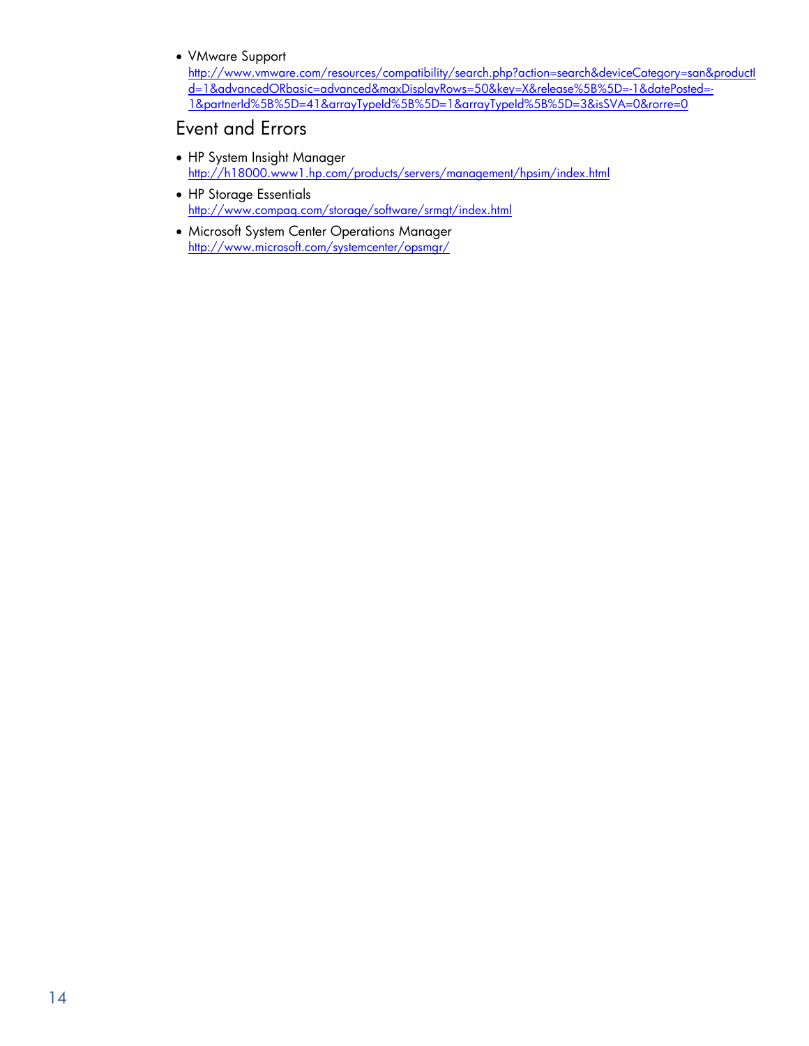- VMware Support
  http://www.vmware.com/resources/compatibility/search.php?action=search&deviceCategory=san&productId=1&advancedORbasic=advanced&maxDisplayRows=50&key=X&release%5B%5D=-1&datePosted=-1&partnerId%5B%5D=41&arrayTypeId%5B%5D=1&arrayTypeId%5B%5D=3&isSVA=0&rorre=0

## Event and Errors

- HP System Insight Manager
  http://h18000.www1.hp.com/products/servers/management/hpsim/index.html
- HP Storage Essentials
  http://www.compaq.com/storage/software/srmgt/index.html
- Microsoft System Center Operations Manager
  http://www.microsoft.com/systemcenter/opsmgr/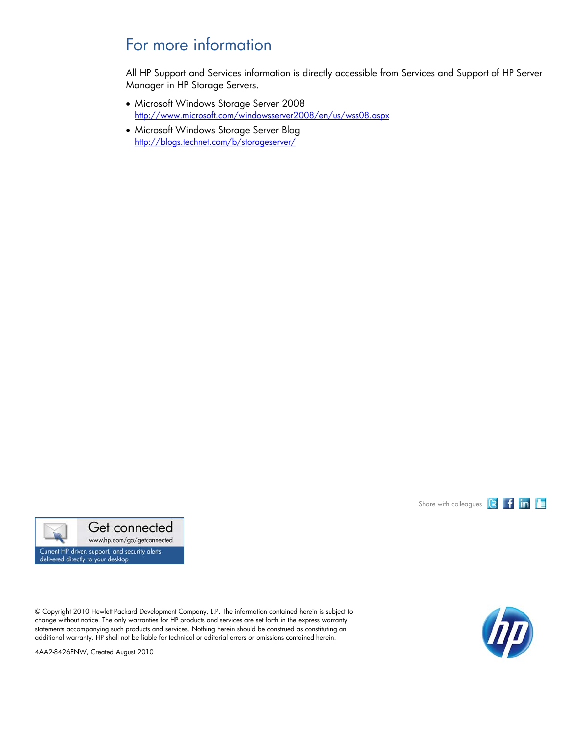## For more information

All HP Support and Services information is directly accessible from Services and Support of HP Server Manager in HP Storage Servers.

- Microsoft Windows Storage Server 2008
  http://www.microsoft.com/windowsserver2008/en/us/wss08.aspx
- Microsoft Windows Storage Server Blog
  http://blogs.technet.com/b/storageserver/

Share with colleagues

Get connected
www.hp.com/go/getconnected
Current HP driver, support, and security alerts delivered directly to your desktop

© Copyright 2010 Hewlett-Packard Development Company, L.P. The information contained herein is subject to change without notice. The only warranties for HP products and services are set forth in the express warranty statements accompanying such products and services. Nothing herein should be construed as constituting an additional warranty. HP shall not be liable for technical or editorial errors or omissions contained herein.

4AA2-8426ENW, Created August 2010